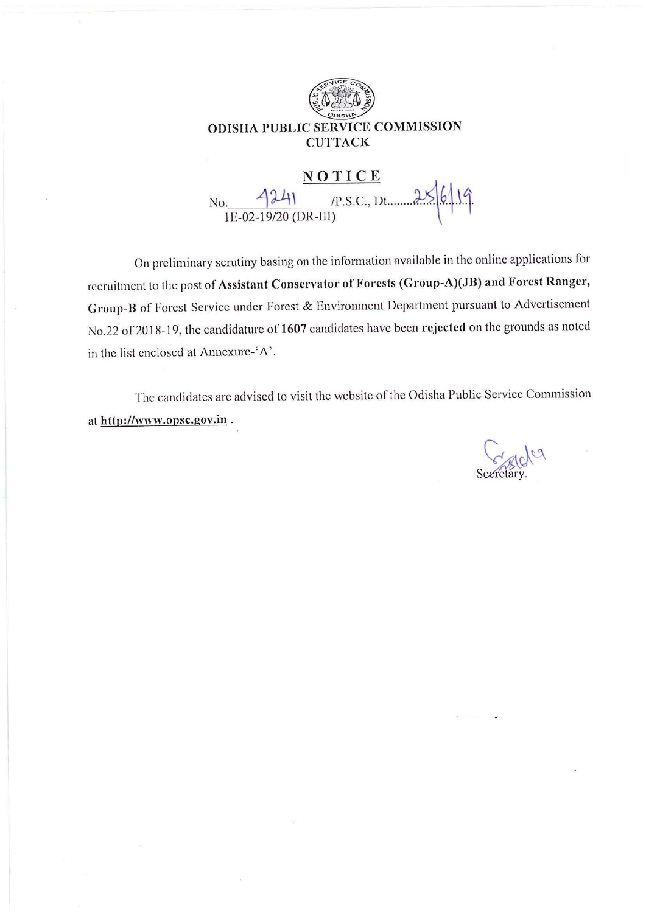# ODISHA PUBLIC SERVICE COMMISSION
## CUTTACK

### NOTICE

No. 4241 /P.S.C., Dt. 25/6/19
1E-02-19/20 (DR-III)

On preliminary scrutiny basing on the information available in the online applications for recruitment to the post of **Assistant Conservator of Forests (Group-A)(JB) and Forest Ranger, Group-B** of Forest Service under Forest & Environment Department pursuant to Advertisement No.22 of 2018-19, the candidature of **1607** candidates have been **rejected** on the grounds as noted in the list enclosed at Annexure-'A'.

The candidates are advised to visit the website of the Odisha Public Service Commission at **http://www.opsc.gov.in** .

Secretary.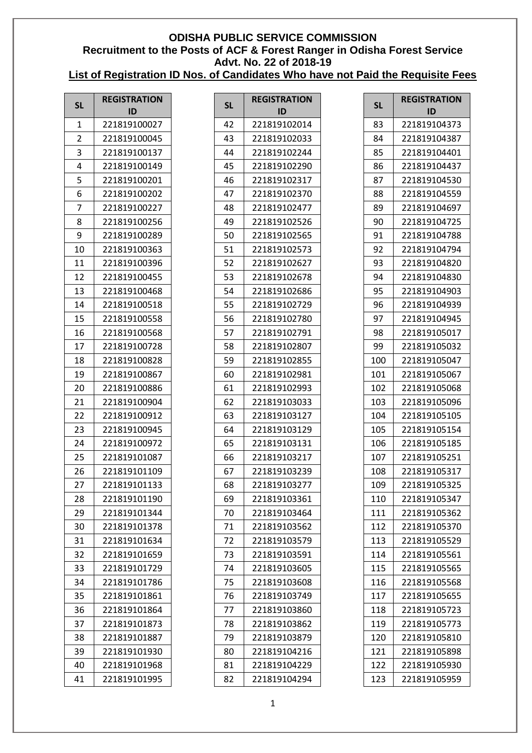**ODISHA PUBLIC SERVICE COMMISSION**
**Recruitment to the Posts of ACF & Forest Ranger in Odisha Forest Service**
**Advt. No. 22 of 2018-19**
**List of Registration ID Nos. of Candidates Who have not Paid the Requisite Fees**

| SL | REGISTRATION ID |
|---|---|
| 1 | 221819100027 |
| 2 | 221819100045 |
| 3 | 221819100137 |
| 4 | 221819100149 |
| 5 | 221819100201 |
| 6 | 221819100202 |
| 7 | 221819100227 |
| 8 | 221819100256 |
| 9 | 221819100289 |
| 10 | 221819100363 |
| 11 | 221819100396 |
| 12 | 221819100455 |
| 13 | 221819100468 |
| 14 | 221819100518 |
| 15 | 221819100558 |
| 16 | 221819100568 |
| 17 | 221819100728 |
| 18 | 221819100828 |
| 19 | 221819100867 |
| 20 | 221819100886 |
| 21 | 221819100904 |
| 22 | 221819100912 |
| 23 | 221819100945 |
| 24 | 221819100972 |
| 25 | 221819101087 |
| 26 | 221819101109 |
| 27 | 221819101133 |
| 28 | 221819101190 |
| 29 | 221819101344 |
| 30 | 221819101378 |
| 31 | 221819101634 |
| 32 | 221819101659 |
| 33 | 221819101729 |
| 34 | 221819101786 |
| 35 | 221819101861 |
| 36 | 221819101864 |
| 37 | 221819101873 |
| 38 | 221819101887 |
| 39 | 221819101930 |
| 40 | 221819101968 |
| 41 | 221819101995 |
| 42 | 221819102014 |
| 43 | 221819102033 |
| 44 | 221819102244 |
| 45 | 221819102290 |
| 46 | 221819102317 |
| 47 | 221819102370 |
| 48 | 221819102477 |
| 49 | 221819102526 |
| 50 | 221819102565 |
| 51 | 221819102573 |
| 52 | 221819102627 |
| 53 | 221819102678 |
| 54 | 221819102686 |
| 55 | 221819102729 |
| 56 | 221819102780 |
| 57 | 221819102791 |
| 58 | 221819102807 |
| 59 | 221819102855 |
| 60 | 221819102981 |
| 61 | 221819102993 |
| 62 | 221819103033 |
| 63 | 221819103127 |
| 64 | 221819103129 |
| 65 | 221819103131 |
| 66 | 221819103217 |
| 67 | 221819103239 |
| 68 | 221819103277 |
| 69 | 221819103361 |
| 70 | 221819103464 |
| 71 | 221819103562 |
| 72 | 221819103579 |
| 73 | 221819103591 |
| 74 | 221819103605 |
| 75 | 221819103608 |
| 76 | 221819103749 |
| 77 | 221819103860 |
| 78 | 221819103862 |
| 79 | 221819103879 |
| 80 | 221819104216 |
| 81 | 221819104229 |
| 82 | 221819104294 |
| 83 | 221819104373 |
| 84 | 221819104387 |
| 85 | 221819104401 |
| 86 | 221819104437 |
| 87 | 221819104530 |
| 88 | 221819104559 |
| 89 | 221819104697 |
| 90 | 221819104725 |
| 91 | 221819104788 |
| 92 | 221819104794 |
| 93 | 221819104820 |
| 94 | 221819104830 |
| 95 | 221819104903 |
| 96 | 221819104939 |
| 97 | 221819104945 |
| 98 | 221819105017 |
| 99 | 221819105032 |
| 100 | 221819105047 |
| 101 | 221819105067 |
| 102 | 221819105068 |
| 103 | 221819105096 |
| 104 | 221819105105 |
| 105 | 221819105154 |
| 106 | 221819105185 |
| 107 | 221819105251 |
| 108 | 221819105317 |
| 109 | 221819105325 |
| 110 | 221819105347 |
| 111 | 221819105362 |
| 112 | 221819105370 |
| 113 | 221819105529 |
| 114 | 221819105561 |
| 115 | 221819105565 |
| 116 | 221819105568 |
| 117 | 221819105655 |
| 118 | 221819105723 |
| 119 | 221819105773 |
| 120 | 221819105810 |
| 121 | 221819105898 |
| 122 | 221819105930 |
| 123 | 221819105959 |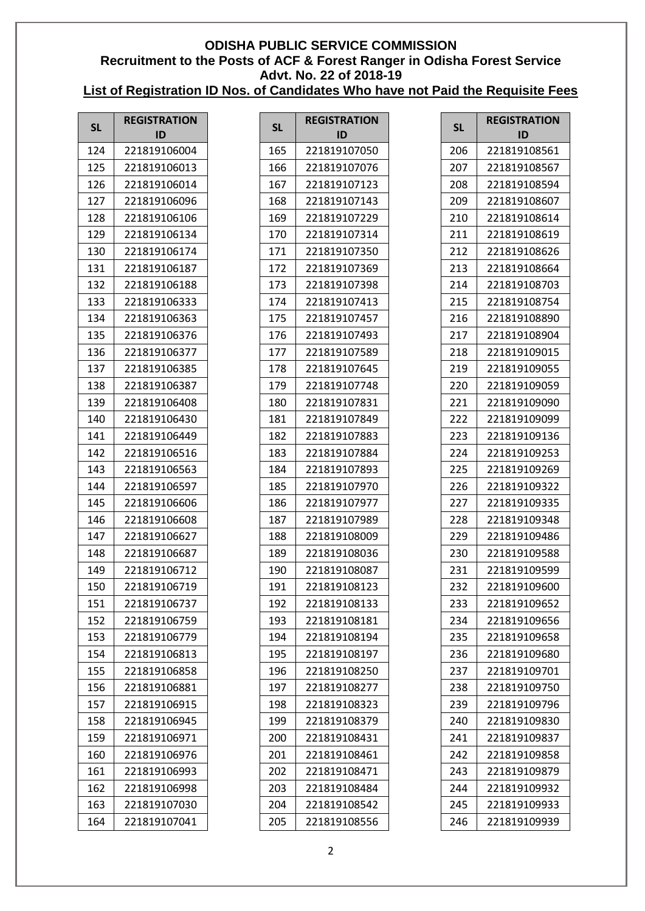# ODISHA PUBLIC SERVICE COMMISSION

## Recruitment to the Posts of ACF & Forest Ranger in Odisha Forest Service

## Advt. No. 22 of 2018-19

## List of Registration ID Nos. of Candidates Who have not Paid the Requisite Fees

| SL | REGISTRATION ID |
|---|---|
| 124 | 221819106004 |
| 125 | 221819106013 |
| 126 | 221819106014 |
| 127 | 221819106096 |
| 128 | 221819106106 |
| 129 | 221819106134 |
| 130 | 221819106174 |
| 131 | 221819106187 |
| 132 | 221819106188 |
| 133 | 221819106333 |
| 134 | 221819106363 |
| 135 | 221819106376 |
| 136 | 221819106377 |
| 137 | 221819106385 |
| 138 | 221819106387 |
| 139 | 221819106408 |
| 140 | 221819106430 |
| 141 | 221819106449 |
| 142 | 221819106516 |
| 143 | 221819106563 |
| 144 | 221819106597 |
| 145 | 221819106606 |
| 146 | 221819106608 |
| 147 | 221819106627 |
| 148 | 221819106687 |
| 149 | 221819106712 |
| 150 | 221819106719 |
| 151 | 221819106737 |
| 152 | 221819106759 |
| 153 | 221819106779 |
| 154 | 221819106813 |
| 155 | 221819106858 |
| 156 | 221819106881 |
| 157 | 221819106915 |
| 158 | 221819106945 |
| 159 | 221819106971 |
| 160 | 221819106976 |
| 161 | 221819106993 |
| 162 | 221819106998 |
| 163 | 221819107030 |
| 164 | 221819107041 |
| 165 | 221819107050 |
| 166 | 221819107076 |
| 167 | 221819107123 |
| 168 | 221819107143 |
| 169 | 221819107229 |
| 170 | 221819107314 |
| 171 | 221819107350 |
| 172 | 221819107369 |
| 173 | 221819107398 |
| 174 | 221819107413 |
| 175 | 221819107457 |
| 176 | 221819107493 |
| 177 | 221819107589 |
| 178 | 221819107645 |
| 179 | 221819107748 |
| 180 | 221819107831 |
| 181 | 221819107849 |
| 182 | 221819107883 |
| 183 | 221819107884 |
| 184 | 221819107893 |
| 185 | 221819107970 |
| 186 | 221819107977 |
| 187 | 221819107989 |
| 188 | 221819108009 |
| 189 | 221819108036 |
| 190 | 221819108087 |
| 191 | 221819108123 |
| 192 | 221819108133 |
| 193 | 221819108181 |
| 194 | 221819108194 |
| 195 | 221819108197 |
| 196 | 221819108250 |
| 197 | 221819108277 |
| 198 | 221819108323 |
| 199 | 221819108379 |
| 200 | 221819108431 |
| 201 | 221819108461 |
| 202 | 221819108471 |
| 203 | 221819108484 |
| 204 | 221819108542 |
| 205 | 221819108556 |
| 206 | 221819108561 |
| 207 | 221819108567 |
| 208 | 221819108594 |
| 209 | 221819108607 |
| 210 | 221819108614 |
| 211 | 221819108619 |
| 212 | 221819108626 |
| 213 | 221819108664 |
| 214 | 221819108703 |
| 215 | 221819108754 |
| 216 | 221819108890 |
| 217 | 221819108904 |
| 218 | 221819109015 |
| 219 | 221819109055 |
| 220 | 221819109059 |
| 221 | 221819109090 |
| 222 | 221819109099 |
| 223 | 221819109136 |
| 224 | 221819109253 |
| 225 | 221819109269 |
| 226 | 221819109322 |
| 227 | 221819109335 |
| 228 | 221819109348 |
| 229 | 221819109486 |
| 230 | 221819109588 |
| 231 | 221819109599 |
| 232 | 221819109600 |
| 233 | 221819109652 |
| 234 | 221819109656 |
| 235 | 221819109658 |
| 236 | 221819109680 |
| 237 | 221819109701 |
| 238 | 221819109750 |
| 239 | 221819109796 |
| 240 | 221819109830 |
| 241 | 221819109837 |
| 242 | 221819109858 |
| 243 | 221819109879 |
| 244 | 221819109932 |
| 245 | 221819109933 |
| 246 | 221819109939 |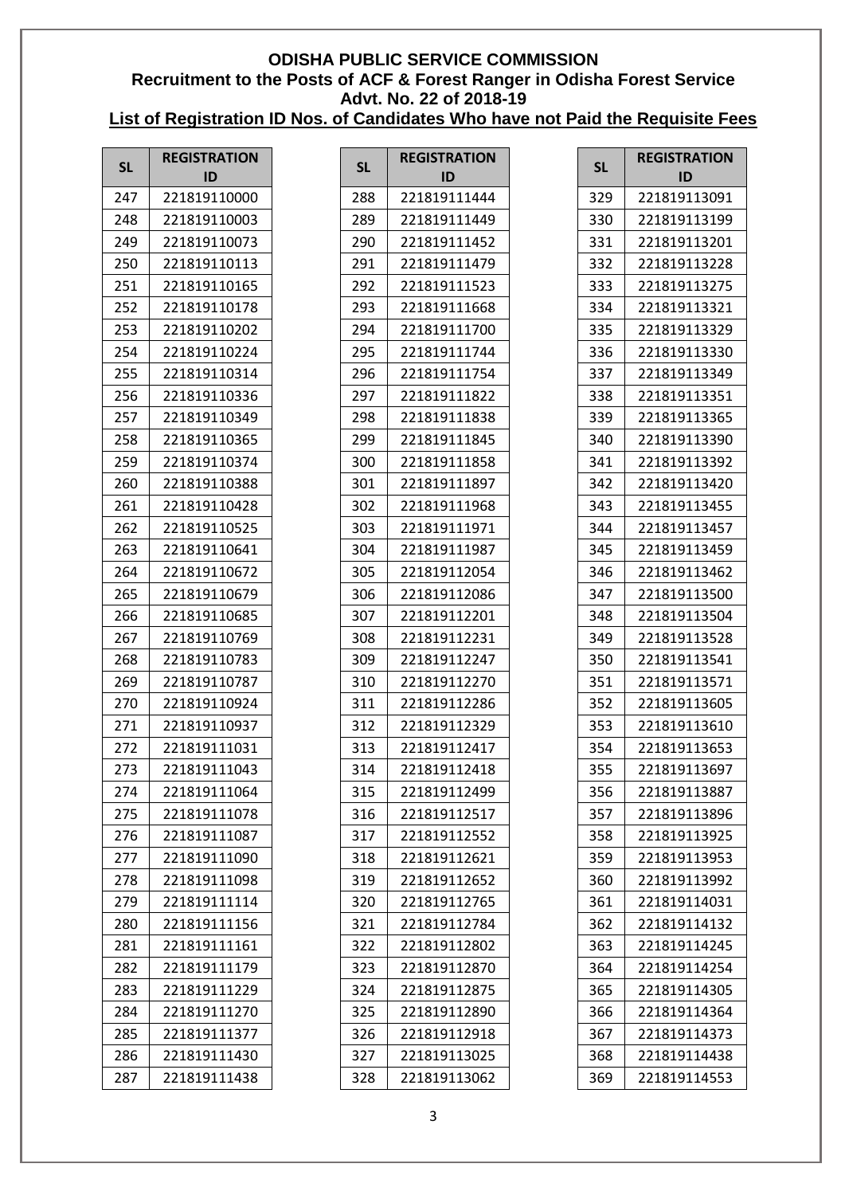**ODISHA PUBLIC SERVICE COMMISSION**
**Recruitment to the Posts of ACF & Forest Ranger in Odisha Forest Service**
**Advt. No. 22 of 2018-19**
**List of Registration ID Nos. of Candidates Who have not Paid the Requisite Fees**

| SL | REGISTRATION ID |
|---|---|
| 247 | 221819110000 |
| 248 | 221819110003 |
| 249 | 221819110073 |
| 250 | 221819110113 |
| 251 | 221819110165 |
| 252 | 221819110178 |
| 253 | 221819110202 |
| 254 | 221819110224 |
| 255 | 221819110314 |
| 256 | 221819110336 |
| 257 | 221819110349 |
| 258 | 221819110365 |
| 259 | 221819110374 |
| 260 | 221819110388 |
| 261 | 221819110428 |
| 262 | 221819110525 |
| 263 | 221819110641 |
| 264 | 221819110672 |
| 265 | 221819110679 |
| 266 | 221819110685 |
| 267 | 221819110769 |
| 268 | 221819110783 |
| 269 | 221819110787 |
| 270 | 221819110924 |
| 271 | 221819110937 |
| 272 | 221819111031 |
| 273 | 221819111043 |
| 274 | 221819111064 |
| 275 | 221819111078 |
| 276 | 221819111087 |
| 277 | 221819111090 |
| 278 | 221819111098 |
| 279 | 221819111114 |
| 280 | 221819111156 |
| 281 | 221819111161 |
| 282 | 221819111179 |
| 283 | 221819111229 |
| 284 | 221819111270 |
| 285 | 221819111377 |
| 286 | 221819111430 |
| 287 | 221819111438 |
| 288 | 221819111444 |
| 289 | 221819111449 |
| 290 | 221819111452 |
| 291 | 221819111479 |
| 292 | 221819111523 |
| 293 | 221819111668 |
| 294 | 221819111700 |
| 295 | 221819111744 |
| 296 | 221819111754 |
| 297 | 221819111822 |
| 298 | 221819111838 |
| 299 | 221819111845 |
| 300 | 221819111858 |
| 301 | 221819111897 |
| 302 | 221819111968 |
| 303 | 221819111971 |
| 304 | 221819111987 |
| 305 | 221819112054 |
| 306 | 221819112086 |
| 307 | 221819112201 |
| 308 | 221819112231 |
| 309 | 221819112247 |
| 310 | 221819112270 |
| 311 | 221819112286 |
| 312 | 221819112329 |
| 313 | 221819112417 |
| 314 | 221819112418 |
| 315 | 221819112499 |
| 316 | 221819112517 |
| 317 | 221819112552 |
| 318 | 221819112621 |
| 319 | 221819112652 |
| 320 | 221819112765 |
| 321 | 221819112784 |
| 322 | 221819112802 |
| 323 | 221819112870 |
| 324 | 221819112875 |
| 325 | 221819112890 |
| 326 | 221819112918 |
| 327 | 221819113025 |
| 328 | 221819113062 |
| 329 | 221819113091 |
| 330 | 221819113199 |
| 331 | 221819113201 |
| 332 | 221819113228 |
| 333 | 221819113275 |
| 334 | 221819113321 |
| 335 | 221819113329 |
| 336 | 221819113330 |
| 337 | 221819113349 |
| 338 | 221819113351 |
| 339 | 221819113365 |
| 340 | 221819113390 |
| 341 | 221819113392 |
| 342 | 221819113420 |
| 343 | 221819113455 |
| 344 | 221819113457 |
| 345 | 221819113459 |
| 346 | 221819113462 |
| 347 | 221819113500 |
| 348 | 221819113504 |
| 349 | 221819113528 |
| 350 | 221819113541 |
| 351 | 221819113571 |
| 352 | 221819113605 |
| 353 | 221819113610 |
| 354 | 221819113653 |
| 355 | 221819113697 |
| 356 | 221819113887 |
| 357 | 221819113896 |
| 358 | 221819113925 |
| 359 | 221819113953 |
| 360 | 221819113992 |
| 361 | 221819114031 |
| 362 | 221819114132 |
| 363 | 221819114245 |
| 364 | 221819114254 |
| 365 | 221819114305 |
| 366 | 221819114364 |
| 367 | 221819114373 |
| 368 | 221819114438 |
| 369 | 221819114553 |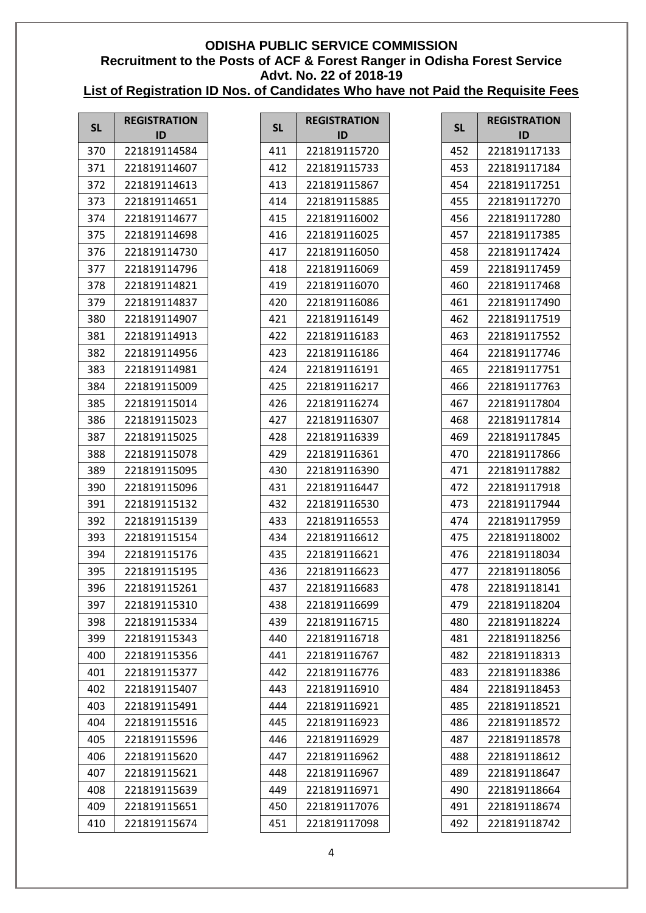# ODISHA PUBLIC SERVICE COMMISSION
## Recruitment to the Posts of ACF & Forest Ranger in Odisha Forest Service
## Advt. No. 22 of 2018-19
## List of Registration ID Nos. of Candidates Who have not Paid the Requisite Fees

| SL | REGISTRATION ID |
|---|---|
| 370 | 221819114584 |
| 371 | 221819114607 |
| 372 | 221819114613 |
| 373 | 221819114651 |
| 374 | 221819114677 |
| 375 | 221819114698 |
| 376 | 221819114730 |
| 377 | 221819114796 |
| 378 | 221819114821 |
| 379 | 221819114837 |
| 380 | 221819114907 |
| 381 | 221819114913 |
| 382 | 221819114956 |
| 383 | 221819114981 |
| 384 | 221819115009 |
| 385 | 221819115014 |
| 386 | 221819115023 |
| 387 | 221819115025 |
| 388 | 221819115078 |
| 389 | 221819115095 |
| 390 | 221819115096 |
| 391 | 221819115132 |
| 392 | 221819115139 |
| 393 | 221819115154 |
| 394 | 221819115176 |
| 395 | 221819115195 |
| 396 | 221819115261 |
| 397 | 221819115310 |
| 398 | 221819115334 |
| 399 | 221819115343 |
| 400 | 221819115356 |
| 401 | 221819115377 |
| 402 | 221819115407 |
| 403 | 221819115491 |
| 404 | 221819115516 |
| 405 | 221819115596 |
| 406 | 221819115620 |
| 407 | 221819115621 |
| 408 | 221819115639 |
| 409 | 221819115651 |
| 410 | 221819115674 |
| 411 | 221819115720 |
| 412 | 221819115733 |
| 413 | 221819115867 |
| 414 | 221819115885 |
| 415 | 221819116002 |
| 416 | 221819116025 |
| 417 | 221819116050 |
| 418 | 221819116069 |
| 419 | 221819116070 |
| 420 | 221819116086 |
| 421 | 221819116149 |
| 422 | 221819116183 |
| 423 | 221819116186 |
| 424 | 221819116191 |
| 425 | 221819116217 |
| 426 | 221819116274 |
| 427 | 221819116307 |
| 428 | 221819116339 |
| 429 | 221819116361 |
| 430 | 221819116390 |
| 431 | 221819116447 |
| 432 | 221819116530 |
| 433 | 221819116553 |
| 434 | 221819116612 |
| 435 | 221819116621 |
| 436 | 221819116623 |
| 437 | 221819116683 |
| 438 | 221819116699 |
| 439 | 221819116715 |
| 440 | 221819116718 |
| 441 | 221819116767 |
| 442 | 221819116776 |
| 443 | 221819116910 |
| 444 | 221819116921 |
| 445 | 221819116923 |
| 446 | 221819116929 |
| 447 | 221819116962 |
| 448 | 221819116967 |
| 449 | 221819116971 |
| 450 | 221819117076 |
| 451 | 221819117098 |
| 452 | 221819117133 |
| 453 | 221819117184 |
| 454 | 221819117251 |
| 455 | 221819117270 |
| 456 | 221819117280 |
| 457 | 221819117385 |
| 458 | 221819117424 |
| 459 | 221819117459 |
| 460 | 221819117468 |
| 461 | 221819117490 |
| 462 | 221819117519 |
| 463 | 221819117552 |
| 464 | 221819117746 |
| 465 | 221819117751 |
| 466 | 221819117763 |
| 467 | 221819117804 |
| 468 | 221819117814 |
| 469 | 221819117845 |
| 470 | 221819117866 |
| 471 | 221819117882 |
| 472 | 221819117918 |
| 473 | 221819117944 |
| 474 | 221819117959 |
| 475 | 221819118002 |
| 476 | 221819118034 |
| 477 | 221819118056 |
| 478 | 221819118141 |
| 479 | 221819118204 |
| 480 | 221819118224 |
| 481 | 221819118256 |
| 482 | 221819118313 |
| 483 | 221819118386 |
| 484 | 221819118453 |
| 485 | 221819118521 |
| 486 | 221819118572 |
| 487 | 221819118578 |
| 488 | 221819118612 |
| 489 | 221819118647 |
| 490 | 221819118664 |
| 491 | 221819118674 |
| 492 | 221819118742 |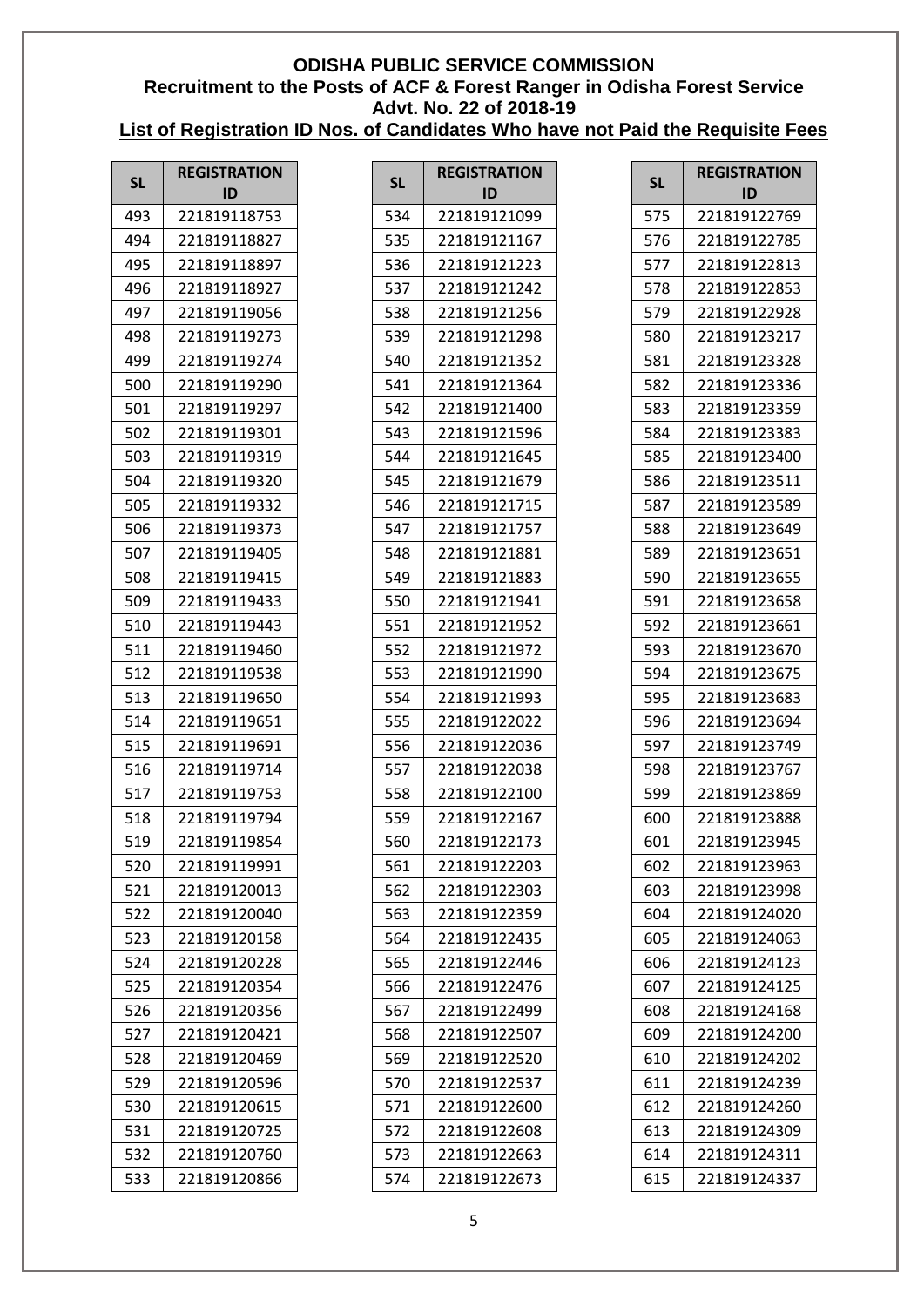**ODISHA PUBLIC SERVICE COMMISSION**
**Recruitment to the Posts of ACF & Forest Ranger in Odisha Forest Service**
**Advt. No. 22 of 2018-19**
**List of Registration ID Nos. of Candidates Who have not Paid the Requisite Fees**

| SL | REGISTRATION ID |
|---|---|
| 493 | 221819118753 |
| 494 | 221819118827 |
| 495 | 221819118897 |
| 496 | 221819118927 |
| 497 | 221819119056 |
| 498 | 221819119273 |
| 499 | 221819119274 |
| 500 | 221819119290 |
| 501 | 221819119297 |
| 502 | 221819119301 |
| 503 | 221819119319 |
| 504 | 221819119320 |
| 505 | 221819119332 |
| 506 | 221819119373 |
| 507 | 221819119405 |
| 508 | 221819119415 |
| 509 | 221819119433 |
| 510 | 221819119443 |
| 511 | 221819119460 |
| 512 | 221819119538 |
| 513 | 221819119650 |
| 514 | 221819119651 |
| 515 | 221819119691 |
| 516 | 221819119714 |
| 517 | 221819119753 |
| 518 | 221819119794 |
| 519 | 221819119854 |
| 520 | 221819119991 |
| 521 | 221819120013 |
| 522 | 221819120040 |
| 523 | 221819120158 |
| 524 | 221819120228 |
| 525 | 221819120354 |
| 526 | 221819120356 |
| 527 | 221819120421 |
| 528 | 221819120469 |
| 529 | 221819120596 |
| 530 | 221819120615 |
| 531 | 221819120725 |
| 532 | 221819120760 |
| 533 | 221819120866 |
| 534 | 221819121099 |
| 535 | 221819121167 |
| 536 | 221819121223 |
| 537 | 221819121242 |
| 538 | 221819121256 |
| 539 | 221819121298 |
| 540 | 221819121352 |
| 541 | 221819121364 |
| 542 | 221819121400 |
| 543 | 221819121596 |
| 544 | 221819121645 |
| 545 | 221819121679 |
| 546 | 221819121715 |
| 547 | 221819121757 |
| 548 | 221819121881 |
| 549 | 221819121883 |
| 550 | 221819121941 |
| 551 | 221819121952 |
| 552 | 221819121972 |
| 553 | 221819121990 |
| 554 | 221819121993 |
| 555 | 221819122022 |
| 556 | 221819122036 |
| 557 | 221819122038 |
| 558 | 221819122100 |
| 559 | 221819122167 |
| 560 | 221819122173 |
| 561 | 221819122203 |
| 562 | 221819122303 |
| 563 | 221819122359 |
| 564 | 221819122435 |
| 565 | 221819122446 |
| 566 | 221819122476 |
| 567 | 221819122499 |
| 568 | 221819122507 |
| 569 | 221819122520 |
| 570 | 221819122537 |
| 571 | 221819122600 |
| 572 | 221819122608 |
| 573 | 221819122663 |
| 574 | 221819122673 |
| 575 | 221819122769 |
| 576 | 221819122785 |
| 577 | 221819122813 |
| 578 | 221819122853 |
| 579 | 221819122928 |
| 580 | 221819123217 |
| 581 | 221819123328 |
| 582 | 221819123336 |
| 583 | 221819123359 |
| 584 | 221819123383 |
| 585 | 221819123400 |
| 586 | 221819123511 |
| 587 | 221819123589 |
| 588 | 221819123649 |
| 589 | 221819123651 |
| 590 | 221819123655 |
| 591 | 221819123658 |
| 592 | 221819123661 |
| 593 | 221819123670 |
| 594 | 221819123675 |
| 595 | 221819123683 |
| 596 | 221819123694 |
| 597 | 221819123749 |
| 598 | 221819123767 |
| 599 | 221819123869 |
| 600 | 221819123888 |
| 601 | 221819123945 |
| 602 | 221819123963 |
| 603 | 221819123998 |
| 604 | 221819124020 |
| 605 | 221819124063 |
| 606 | 221819124123 |
| 607 | 221819124125 |
| 608 | 221819124168 |
| 609 | 221819124200 |
| 610 | 221819124202 |
| 611 | 221819124239 |
| 612 | 221819124260 |
| 613 | 221819124309 |
| 614 | 221819124311 |
| 615 | 221819124337 |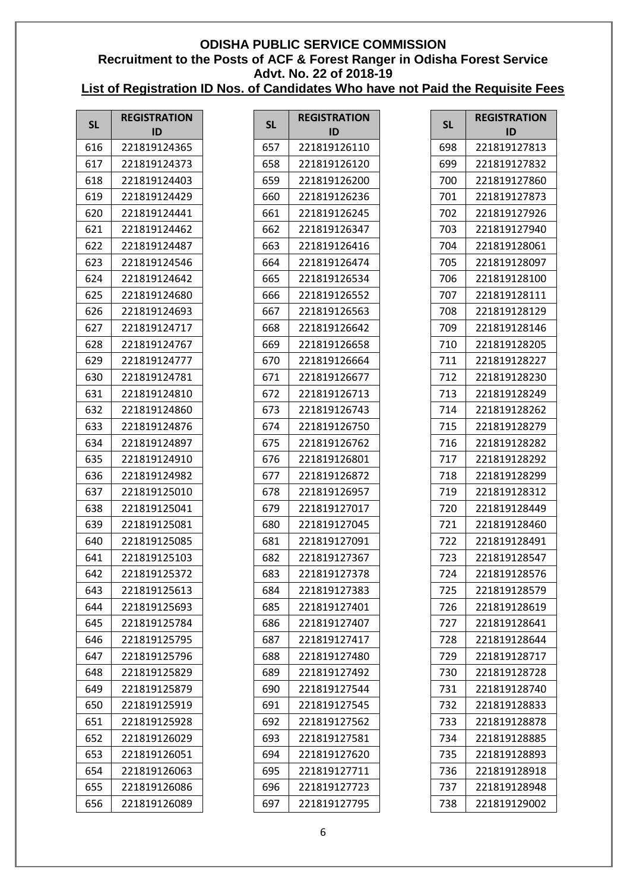**ODISHA PUBLIC SERVICE COMMISSION**
**Recruitment to the Posts of ACF & Forest Ranger in Odisha Forest Service**
**Advt. No. 22 of 2018-19**
**List of Registration ID Nos. of Candidates Who have not Paid the Requisite Fees**

| SL | REGISTRATION ID |
|---|---|
| 616 | 221819124365 |
| 617 | 221819124373 |
| 618 | 221819124403 |
| 619 | 221819124429 |
| 620 | 221819124441 |
| 621 | 221819124462 |
| 622 | 221819124487 |
| 623 | 221819124546 |
| 624 | 221819124642 |
| 625 | 221819124680 |
| 626 | 221819124693 |
| 627 | 221819124717 |
| 628 | 221819124767 |
| 629 | 221819124777 |
| 630 | 221819124781 |
| 631 | 221819124810 |
| 632 | 221819124860 |
| 633 | 221819124876 |
| 634 | 221819124897 |
| 635 | 221819124910 |
| 636 | 221819124982 |
| 637 | 221819125010 |
| 638 | 221819125041 |
| 639 | 221819125081 |
| 640 | 221819125085 |
| 641 | 221819125103 |
| 642 | 221819125372 |
| 643 | 221819125613 |
| 644 | 221819125693 |
| 645 | 221819125784 |
| 646 | 221819125795 |
| 647 | 221819125796 |
| 648 | 221819125829 |
| 649 | 221819125879 |
| 650 | 221819125919 |
| 651 | 221819125928 |
| 652 | 221819126029 |
| 653 | 221819126051 |
| 654 | 221819126063 |
| 655 | 221819126086 |
| 656 | 221819126089 |
| 657 | 221819126110 |
| 658 | 221819126120 |
| 659 | 221819126200 |
| 660 | 221819126236 |
| 661 | 221819126245 |
| 662 | 221819126347 |
| 663 | 221819126416 |
| 664 | 221819126474 |
| 665 | 221819126534 |
| 666 | 221819126552 |
| 667 | 221819126563 |
| 668 | 221819126642 |
| 669 | 221819126658 |
| 670 | 221819126664 |
| 671 | 221819126677 |
| 672 | 221819126713 |
| 673 | 221819126743 |
| 674 | 221819126750 |
| 675 | 221819126762 |
| 676 | 221819126801 |
| 677 | 221819126872 |
| 678 | 221819126957 |
| 679 | 221819127017 |
| 680 | 221819127045 |
| 681 | 221819127091 |
| 682 | 221819127367 |
| 683 | 221819127378 |
| 684 | 221819127383 |
| 685 | 221819127401 |
| 686 | 221819127407 |
| 687 | 221819127417 |
| 688 | 221819127480 |
| 689 | 221819127492 |
| 690 | 221819127544 |
| 691 | 221819127545 |
| 692 | 221819127562 |
| 693 | 221819127581 |
| 694 | 221819127620 |
| 695 | 221819127711 |
| 696 | 221819127723 |
| 697 | 221819127795 |
| 698 | 221819127813 |
| 699 | 221819127832 |
| 700 | 221819127860 |
| 701 | 221819127873 |
| 702 | 221819127926 |
| 703 | 221819127940 |
| 704 | 221819128061 |
| 705 | 221819128097 |
| 706 | 221819128100 |
| 707 | 221819128111 |
| 708 | 221819128129 |
| 709 | 221819128146 |
| 710 | 221819128205 |
| 711 | 221819128227 |
| 712 | 221819128230 |
| 713 | 221819128249 |
| 714 | 221819128262 |
| 715 | 221819128279 |
| 716 | 221819128282 |
| 717 | 221819128292 |
| 718 | 221819128299 |
| 719 | 221819128312 |
| 720 | 221819128449 |
| 721 | 221819128460 |
| 722 | 221819128491 |
| 723 | 221819128547 |
| 724 | 221819128576 |
| 725 | 221819128579 |
| 726 | 221819128619 |
| 727 | 221819128641 |
| 728 | 221819128644 |
| 729 | 221819128717 |
| 730 | 221819128728 |
| 731 | 221819128740 |
| 732 | 221819128833 |
| 733 | 221819128878 |
| 734 | 221819128885 |
| 735 | 221819128893 |
| 736 | 221819128918 |
| 737 | 221819128948 |
| 738 | 221819129002 |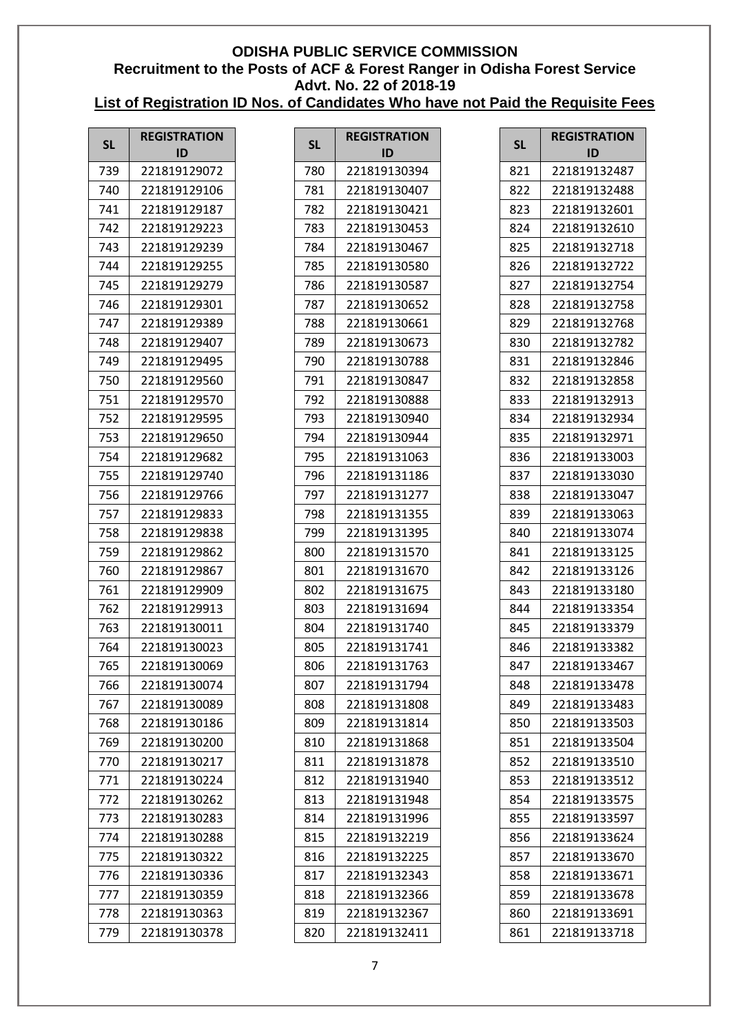**ODISHA PUBLIC SERVICE COMMISSION**
**Recruitment to the Posts of ACF & Forest Ranger in Odisha Forest Service**
**Advt. No. 22 of 2018-19**
**List of Registration ID Nos. of Candidates Who have not Paid the Requisite Fees**

| SL | REGISTRATION ID |
|---|---|
| 739 | 221819129072 |
| 740 | 221819129106 |
| 741 | 221819129187 |
| 742 | 221819129223 |
| 743 | 221819129239 |
| 744 | 221819129255 |
| 745 | 221819129279 |
| 746 | 221819129301 |
| 747 | 221819129389 |
| 748 | 221819129407 |
| 749 | 221819129495 |
| 750 | 221819129560 |
| 751 | 221819129570 |
| 752 | 221819129595 |
| 753 | 221819129650 |
| 754 | 221819129682 |
| 755 | 221819129740 |
| 756 | 221819129766 |
| 757 | 221819129833 |
| 758 | 221819129838 |
| 759 | 221819129862 |
| 760 | 221819129867 |
| 761 | 221819129909 |
| 762 | 221819129913 |
| 763 | 221819130011 |
| 764 | 221819130023 |
| 765 | 221819130069 |
| 766 | 221819130074 |
| 767 | 221819130089 |
| 768 | 221819130186 |
| 769 | 221819130200 |
| 770 | 221819130217 |
| 771 | 221819130224 |
| 772 | 221819130262 |
| 773 | 221819130283 |
| 774 | 221819130288 |
| 775 | 221819130322 |
| 776 | 221819130336 |
| 777 | 221819130359 |
| 778 | 221819130363 |
| 779 | 221819130378 |
| 780 | 221819130394 |
| 781 | 221819130407 |
| 782 | 221819130421 |
| 783 | 221819130453 |
| 784 | 221819130467 |
| 785 | 221819130580 |
| 786 | 221819130587 |
| 787 | 221819130652 |
| 788 | 221819130661 |
| 789 | 221819130673 |
| 790 | 221819130788 |
| 791 | 221819130847 |
| 792 | 221819130888 |
| 793 | 221819130940 |
| 794 | 221819130944 |
| 795 | 221819131063 |
| 796 | 221819131186 |
| 797 | 221819131277 |
| 798 | 221819131355 |
| 799 | 221819131395 |
| 800 | 221819131570 |
| 801 | 221819131670 |
| 802 | 221819131675 |
| 803 | 221819131694 |
| 804 | 221819131740 |
| 805 | 221819131741 |
| 806 | 221819131763 |
| 807 | 221819131794 |
| 808 | 221819131808 |
| 809 | 221819131814 |
| 810 | 221819131868 |
| 811 | 221819131878 |
| 812 | 221819131940 |
| 813 | 221819131948 |
| 814 | 221819131996 |
| 815 | 221819132219 |
| 816 | 221819132225 |
| 817 | 221819132343 |
| 818 | 221819132366 |
| 819 | 221819132367 |
| 820 | 221819132411 |
| 821 | 221819132487 |
| 822 | 221819132488 |
| 823 | 221819132601 |
| 824 | 221819132610 |
| 825 | 221819132718 |
| 826 | 221819132722 |
| 827 | 221819132754 |
| 828 | 221819132758 |
| 829 | 221819132768 |
| 830 | 221819132782 |
| 831 | 221819132846 |
| 832 | 221819132858 |
| 833 | 221819132913 |
| 834 | 221819132934 |
| 835 | 221819132971 |
| 836 | 221819133003 |
| 837 | 221819133030 |
| 838 | 221819133047 |
| 839 | 221819133063 |
| 840 | 221819133074 |
| 841 | 221819133125 |
| 842 | 221819133126 |
| 843 | 221819133180 |
| 844 | 221819133354 |
| 845 | 221819133379 |
| 846 | 221819133382 |
| 847 | 221819133467 |
| 848 | 221819133478 |
| 849 | 221819133483 |
| 850 | 221819133503 |
| 851 | 221819133504 |
| 852 | 221819133510 |
| 853 | 221819133512 |
| 854 | 221819133575 |
| 855 | 221819133597 |
| 856 | 221819133624 |
| 857 | 221819133670 |
| 858 | 221819133671 |
| 859 | 221819133678 |
| 860 | 221819133691 |
| 861 | 221819133718 |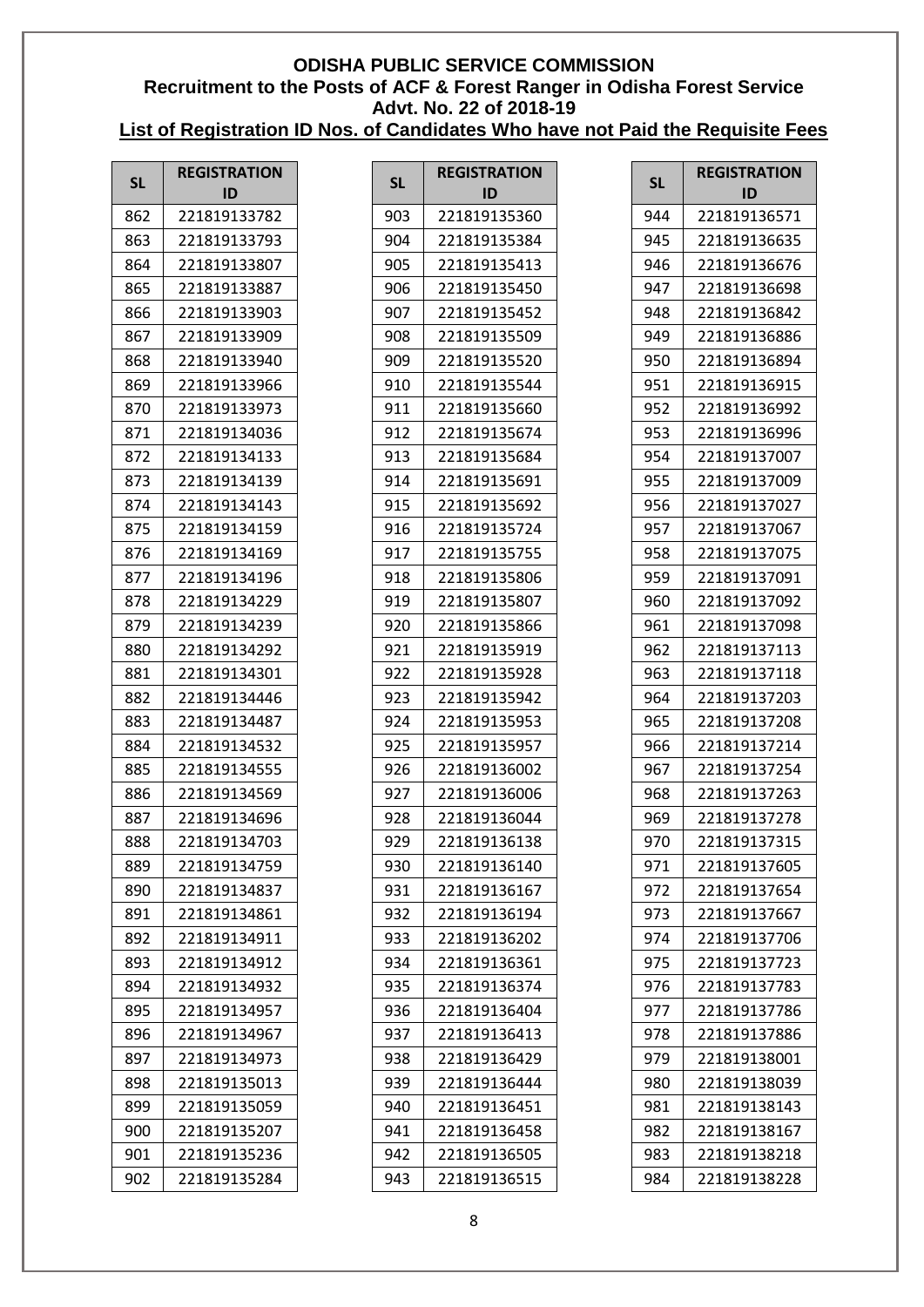**ODISHA PUBLIC SERVICE COMMISSION**
**Recruitment to the Posts of ACF & Forest Ranger in Odisha Forest Service**
**Advt. No. 22 of 2018-19**
**List of Registration ID Nos. of Candidates Who have not Paid the Requisite Fees**

| SL | REGISTRATION ID |
|---|---|
| 862 | 221819133782 |
| 863 | 221819133793 |
| 864 | 221819133807 |
| 865 | 221819133887 |
| 866 | 221819133903 |
| 867 | 221819133909 |
| 868 | 221819133940 |
| 869 | 221819133966 |
| 870 | 221819133973 |
| 871 | 221819134036 |
| 872 | 221819134133 |
| 873 | 221819134139 |
| 874 | 221819134143 |
| 875 | 221819134159 |
| 876 | 221819134169 |
| 877 | 221819134196 |
| 878 | 221819134229 |
| 879 | 221819134239 |
| 880 | 221819134292 |
| 881 | 221819134301 |
| 882 | 221819134446 |
| 883 | 221819134487 |
| 884 | 221819134532 |
| 885 | 221819134555 |
| 886 | 221819134569 |
| 887 | 221819134696 |
| 888 | 221819134703 |
| 889 | 221819134759 |
| 890 | 221819134837 |
| 891 | 221819134861 |
| 892 | 221819134911 |
| 893 | 221819134912 |
| 894 | 221819134932 |
| 895 | 221819134957 |
| 896 | 221819134967 |
| 897 | 221819134973 |
| 898 | 221819135013 |
| 899 | 221819135059 |
| 900 | 221819135207 |
| 901 | 221819135236 |
| 902 | 221819135284 |
| 903 | 221819135360 |
| 904 | 221819135384 |
| 905 | 221819135413 |
| 906 | 221819135450 |
| 907 | 221819135452 |
| 908 | 221819135509 |
| 909 | 221819135520 |
| 910 | 221819135544 |
| 911 | 221819135660 |
| 912 | 221819135674 |
| 913 | 221819135684 |
| 914 | 221819135691 |
| 915 | 221819135692 |
| 916 | 221819135724 |
| 917 | 221819135755 |
| 918 | 221819135806 |
| 919 | 221819135807 |
| 920 | 221819135866 |
| 921 | 221819135919 |
| 922 | 221819135928 |
| 923 | 221819135942 |
| 924 | 221819135953 |
| 925 | 221819135957 |
| 926 | 221819136002 |
| 927 | 221819136006 |
| 928 | 221819136044 |
| 929 | 221819136138 |
| 930 | 221819136140 |
| 931 | 221819136167 |
| 932 | 221819136194 |
| 933 | 221819136202 |
| 934 | 221819136361 |
| 935 | 221819136374 |
| 936 | 221819136404 |
| 937 | 221819136413 |
| 938 | 221819136429 |
| 939 | 221819136444 |
| 940 | 221819136451 |
| 941 | 221819136458 |
| 942 | 221819136505 |
| 943 | 221819136515 |
| 944 | 221819136571 |
| 945 | 221819136635 |
| 946 | 221819136676 |
| 947 | 221819136698 |
| 948 | 221819136842 |
| 949 | 221819136886 |
| 950 | 221819136894 |
| 951 | 221819136915 |
| 952 | 221819136992 |
| 953 | 221819136996 |
| 954 | 221819137007 |
| 955 | 221819137009 |
| 956 | 221819137027 |
| 957 | 221819137067 |
| 958 | 221819137075 |
| 959 | 221819137091 |
| 960 | 221819137092 |
| 961 | 221819137098 |
| 962 | 221819137113 |
| 963 | 221819137118 |
| 964 | 221819137203 |
| 965 | 221819137208 |
| 966 | 221819137214 |
| 967 | 221819137254 |
| 968 | 221819137263 |
| 969 | 221819137278 |
| 970 | 221819137315 |
| 971 | 221819137605 |
| 972 | 221819137654 |
| 973 | 221819137667 |
| 974 | 221819137706 |
| 975 | 221819137723 |
| 976 | 221819137783 |
| 977 | 221819137786 |
| 978 | 221819137886 |
| 979 | 221819138001 |
| 980 | 221819138039 |
| 981 | 221819138143 |
| 982 | 221819138167 |
| 983 | 221819138218 |
| 984 | 221819138228 |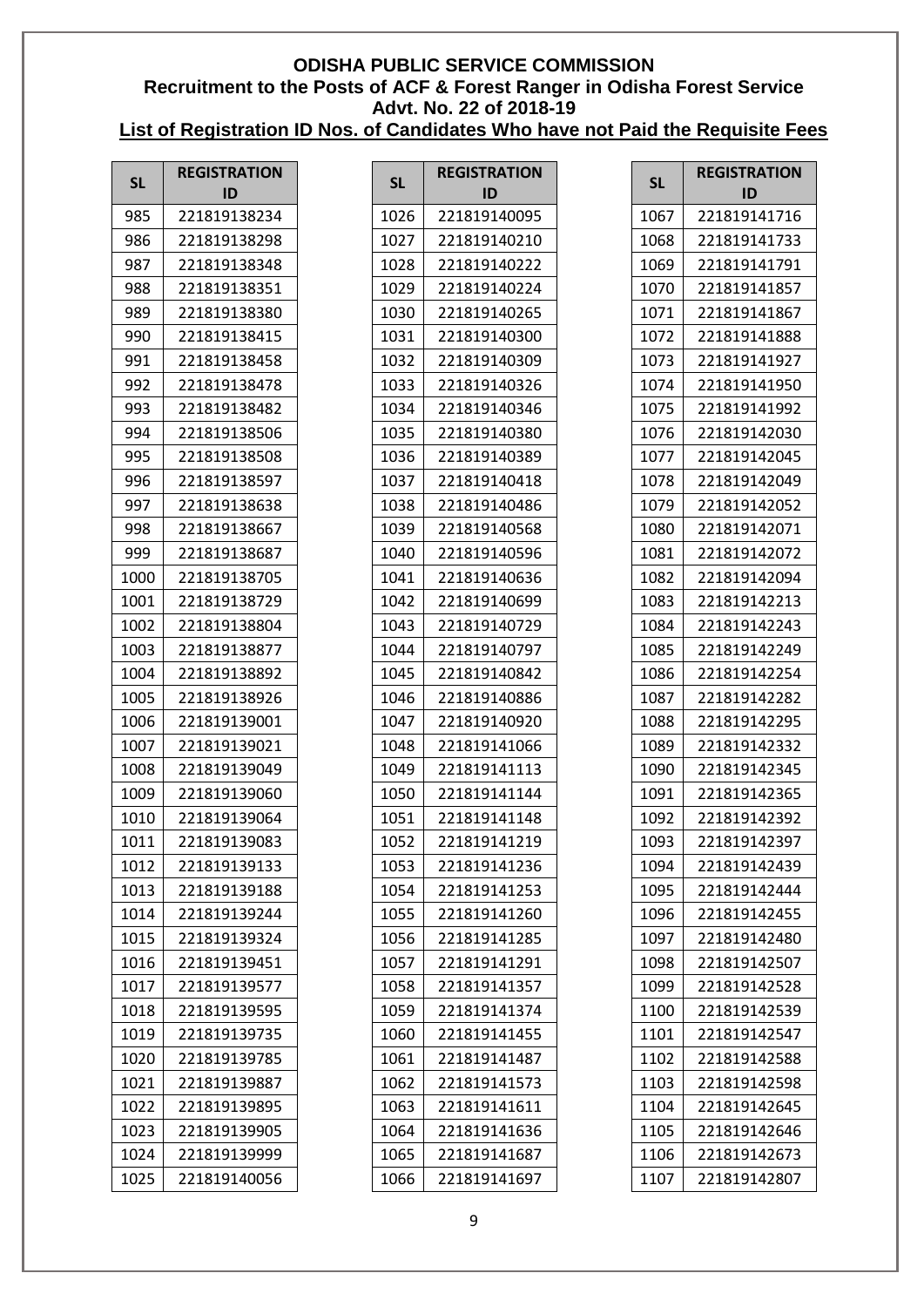# ODISHA PUBLIC SERVICE COMMISSION

## Recruitment to the Posts of ACF & Forest Ranger in Odisha Forest Service

## Advt. No. 22 of 2018-19

## List of Registration ID Nos. of Candidates Who have not Paid the Requisite Fees

| SL | REGISTRATION ID |
|---|---|
| 985 | 221819138234 |
| 986 | 221819138298 |
| 987 | 221819138348 |
| 988 | 221819138351 |
| 989 | 221819138380 |
| 990 | 221819138415 |
| 991 | 221819138458 |
| 992 | 221819138478 |
| 993 | 221819138482 |
| 994 | 221819138506 |
| 995 | 221819138508 |
| 996 | 221819138597 |
| 997 | 221819138638 |
| 998 | 221819138667 |
| 999 | 221819138687 |
| 1000 | 221819138705 |
| 1001 | 221819138729 |
| 1002 | 221819138804 |
| 1003 | 221819138877 |
| 1004 | 221819138892 |
| 1005 | 221819138926 |
| 1006 | 221819139001 |
| 1007 | 221819139021 |
| 1008 | 221819139049 |
| 1009 | 221819139060 |
| 1010 | 221819139064 |
| 1011 | 221819139083 |
| 1012 | 221819139133 |
| 1013 | 221819139188 |
| 1014 | 221819139244 |
| 1015 | 221819139324 |
| 1016 | 221819139451 |
| 1017 | 221819139577 |
| 1018 | 221819139595 |
| 1019 | 221819139735 |
| 1020 | 221819139785 |
| 1021 | 221819139887 |
| 1022 | 221819139895 |
| 1023 | 221819139905 |
| 1024 | 221819139999 |
| 1025 | 221819140056 |
| 1026 | 221819140095 |
| 1027 | 221819140210 |
| 1028 | 221819140222 |
| 1029 | 221819140224 |
| 1030 | 221819140265 |
| 1031 | 221819140300 |
| 1032 | 221819140309 |
| 1033 | 221819140326 |
| 1034 | 221819140346 |
| 1035 | 221819140380 |
| 1036 | 221819140389 |
| 1037 | 221819140418 |
| 1038 | 221819140486 |
| 1039 | 221819140568 |
| 1040 | 221819140596 |
| 1041 | 221819140636 |
| 1042 | 221819140699 |
| 1043 | 221819140729 |
| 1044 | 221819140797 |
| 1045 | 221819140842 |
| 1046 | 221819140886 |
| 1047 | 221819140920 |
| 1048 | 221819141066 |
| 1049 | 221819141113 |
| 1050 | 221819141144 |
| 1051 | 221819141148 |
| 1052 | 221819141219 |
| 1053 | 221819141236 |
| 1054 | 221819141253 |
| 1055 | 221819141260 |
| 1056 | 221819141285 |
| 1057 | 221819141291 |
| 1058 | 221819141357 |
| 1059 | 221819141374 |
| 1060 | 221819141455 |
| 1061 | 221819141487 |
| 1062 | 221819141573 |
| 1063 | 221819141611 |
| 1064 | 221819141636 |
| 1065 | 221819141687 |
| 1066 | 221819141697 |
| 1067 | 221819141716 |
| 1068 | 221819141733 |
| 1069 | 221819141791 |
| 1070 | 221819141857 |
| 1071 | 221819141867 |
| 1072 | 221819141888 |
| 1073 | 221819141927 |
| 1074 | 221819141950 |
| 1075 | 221819141992 |
| 1076 | 221819142030 |
| 1077 | 221819142045 |
| 1078 | 221819142049 |
| 1079 | 221819142052 |
| 1080 | 221819142071 |
| 1081 | 221819142072 |
| 1082 | 221819142094 |
| 1083 | 221819142213 |
| 1084 | 221819142243 |
| 1085 | 221819142249 |
| 1086 | 221819142254 |
| 1087 | 221819142282 |
| 1088 | 221819142295 |
| 1089 | 221819142332 |
| 1090 | 221819142345 |
| 1091 | 221819142365 |
| 1092 | 221819142392 |
| 1093 | 221819142397 |
| 1094 | 221819142439 |
| 1095 | 221819142444 |
| 1096 | 221819142455 |
| 1097 | 221819142480 |
| 1098 | 221819142507 |
| 1099 | 221819142528 |
| 1100 | 221819142539 |
| 1101 | 221819142547 |
| 1102 | 221819142588 |
| 1103 | 221819142598 |
| 1104 | 221819142645 |
| 1105 | 221819142646 |
| 1106 | 221819142673 |
| 1107 | 221819142807 |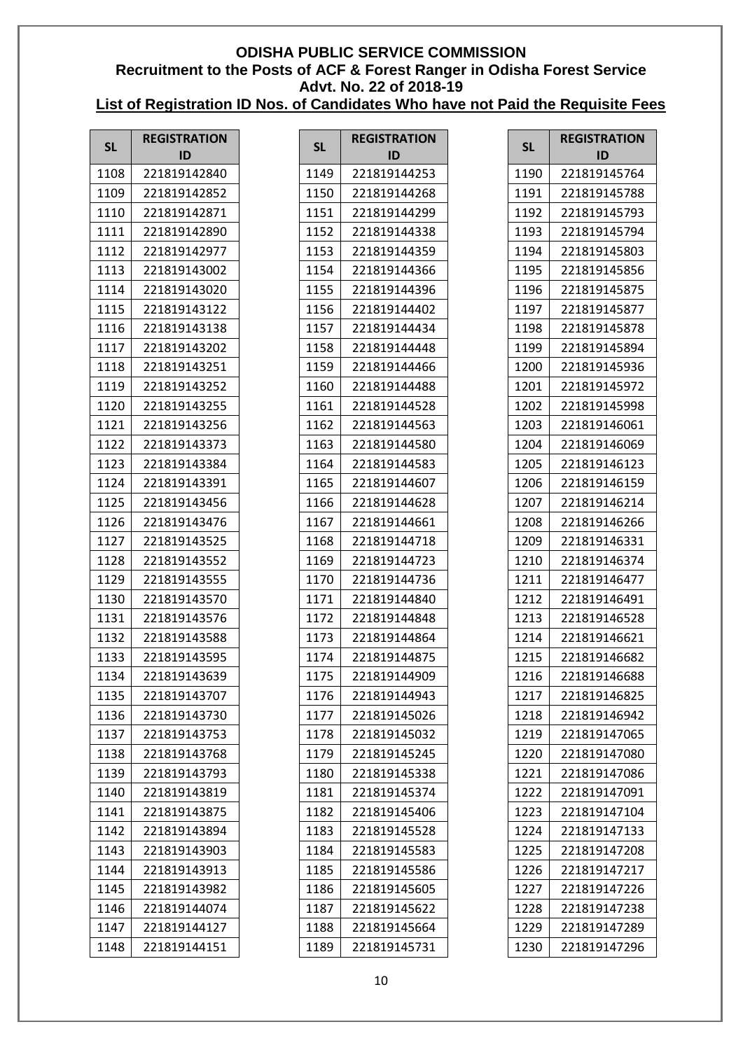**ODISHA PUBLIC SERVICE COMMISSION**
**Recruitment to the Posts of ACF & Forest Ranger in Odisha Forest Service**
**Advt. No. 22 of 2018-19**
**List of Registration ID Nos. of Candidates Who have not Paid the Requisite Fees**

| SL | REGISTRATION ID |
|---|---|
| 1108 | 221819142840 |
| 1109 | 221819142852 |
| 1110 | 221819142871 |
| 1111 | 221819142890 |
| 1112 | 221819142977 |
| 1113 | 221819143002 |
| 1114 | 221819143020 |
| 1115 | 221819143122 |
| 1116 | 221819143138 |
| 1117 | 221819143202 |
| 1118 | 221819143251 |
| 1119 | 221819143252 |
| 1120 | 221819143255 |
| 1121 | 221819143256 |
| 1122 | 221819143373 |
| 1123 | 221819143384 |
| 1124 | 221819143391 |
| 1125 | 221819143456 |
| 1126 | 221819143476 |
| 1127 | 221819143525 |
| 1128 | 221819143552 |
| 1129 | 221819143555 |
| 1130 | 221819143570 |
| 1131 | 221819143576 |
| 1132 | 221819143588 |
| 1133 | 221819143595 |
| 1134 | 221819143639 |
| 1135 | 221819143707 |
| 1136 | 221819143730 |
| 1137 | 221819143753 |
| 1138 | 221819143768 |
| 1139 | 221819143793 |
| 1140 | 221819143819 |
| 1141 | 221819143875 |
| 1142 | 221819143894 |
| 1143 | 221819143903 |
| 1144 | 221819143913 |
| 1145 | 221819143982 |
| 1146 | 221819144074 |
| 1147 | 221819144127 |
| 1148 | 221819144151 |
| 1149 | 221819144253 |
| 1150 | 221819144268 |
| 1151 | 221819144299 |
| 1152 | 221819144338 |
| 1153 | 221819144359 |
| 1154 | 221819144366 |
| 1155 | 221819144396 |
| 1156 | 221819144402 |
| 1157 | 221819144434 |
| 1158 | 221819144448 |
| 1159 | 221819144466 |
| 1160 | 221819144488 |
| 1161 | 221819144528 |
| 1162 | 221819144563 |
| 1163 | 221819144580 |
| 1164 | 221819144583 |
| 1165 | 221819144607 |
| 1166 | 221819144628 |
| 1167 | 221819144661 |
| 1168 | 221819144718 |
| 1169 | 221819144723 |
| 1170 | 221819144736 |
| 1171 | 221819144840 |
| 1172 | 221819144848 |
| 1173 | 221819144864 |
| 1174 | 221819144875 |
| 1175 | 221819144909 |
| 1176 | 221819144943 |
| 1177 | 221819145026 |
| 1178 | 221819145032 |
| 1179 | 221819145245 |
| 1180 | 221819145338 |
| 1181 | 221819145374 |
| 1182 | 221819145406 |
| 1183 | 221819145528 |
| 1184 | 221819145583 |
| 1185 | 221819145586 |
| 1186 | 221819145605 |
| 1187 | 221819145622 |
| 1188 | 221819145664 |
| 1189 | 221819145731 |
| 1190 | 221819145764 |
| 1191 | 221819145788 |
| 1192 | 221819145793 |
| 1193 | 221819145794 |
| 1194 | 221819145803 |
| 1195 | 221819145856 |
| 1196 | 221819145875 |
| 1197 | 221819145877 |
| 1198 | 221819145878 |
| 1199 | 221819145894 |
| 1200 | 221819145936 |
| 1201 | 221819145972 |
| 1202 | 221819145998 |
| 1203 | 221819146061 |
| 1204 | 221819146069 |
| 1205 | 221819146123 |
| 1206 | 221819146159 |
| 1207 | 221819146214 |
| 1208 | 221819146266 |
| 1209 | 221819146331 |
| 1210 | 221819146374 |
| 1211 | 221819146477 |
| 1212 | 221819146491 |
| 1213 | 221819146528 |
| 1214 | 221819146621 |
| 1215 | 221819146682 |
| 1216 | 221819146688 |
| 1217 | 221819146825 |
| 1218 | 221819146942 |
| 1219 | 221819147065 |
| 1220 | 221819147080 |
| 1221 | 221819147086 |
| 1222 | 221819147091 |
| 1223 | 221819147104 |
| 1224 | 221819147133 |
| 1225 | 221819147208 |
| 1226 | 221819147217 |
| 1227 | 221819147226 |
| 1228 | 221819147238 |
| 1229 | 221819147289 |
| 1230 | 221819147296 |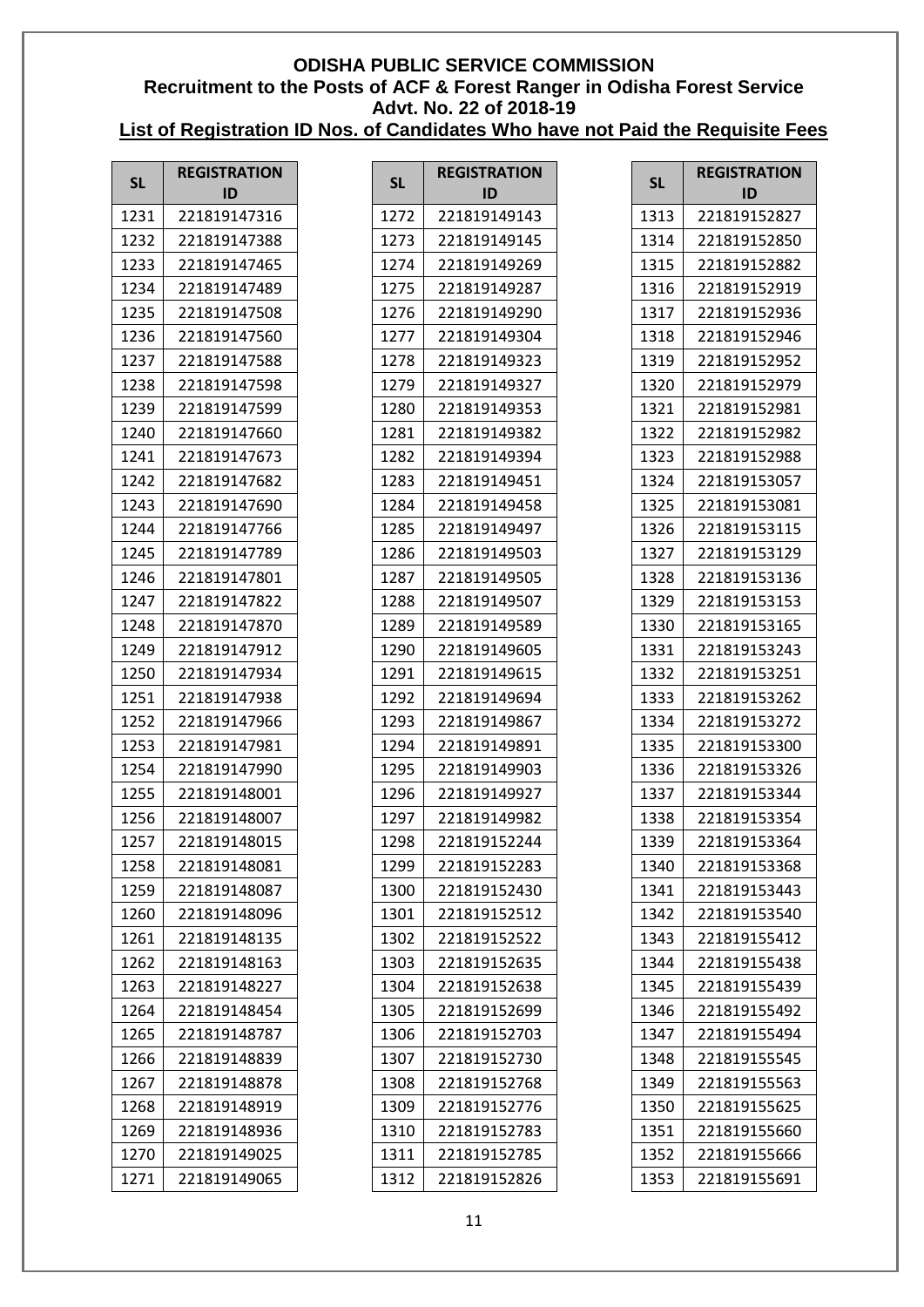**ODISHA PUBLIC SERVICE COMMISSION**
**Recruitment to the Posts of ACF & Forest Ranger in Odisha Forest Service**
**Advt. No. 22 of 2018-19**
**List of Registration ID Nos. of Candidates Who have not Paid the Requisite Fees**

| SL | REGISTRATION ID |
|---|---|
| 1231 | 221819147316 |
| 1232 | 221819147388 |
| 1233 | 221819147465 |
| 1234 | 221819147489 |
| 1235 | 221819147508 |
| 1236 | 221819147560 |
| 1237 | 221819147588 |
| 1238 | 221819147598 |
| 1239 | 221819147599 |
| 1240 | 221819147660 |
| 1241 | 221819147673 |
| 1242 | 221819147682 |
| 1243 | 221819147690 |
| 1244 | 221819147766 |
| 1245 | 221819147789 |
| 1246 | 221819147801 |
| 1247 | 221819147822 |
| 1248 | 221819147870 |
| 1249 | 221819147912 |
| 1250 | 221819147934 |
| 1251 | 221819147938 |
| 1252 | 221819147966 |
| 1253 | 221819147981 |
| 1254 | 221819147990 |
| 1255 | 221819148001 |
| 1256 | 221819148007 |
| 1257 | 221819148015 |
| 1258 | 221819148081 |
| 1259 | 221819148087 |
| 1260 | 221819148096 |
| 1261 | 221819148135 |
| 1262 | 221819148163 |
| 1263 | 221819148227 |
| 1264 | 221819148454 |
| 1265 | 221819148787 |
| 1266 | 221819148839 |
| 1267 | 221819148878 |
| 1268 | 221819148919 |
| 1269 | 221819148936 |
| 1270 | 221819149025 |
| 1271 | 221819149065 |
| 1272 | 221819149143 |
| 1273 | 221819149145 |
| 1274 | 221819149269 |
| 1275 | 221819149287 |
| 1276 | 221819149290 |
| 1277 | 221819149304 |
| 1278 | 221819149323 |
| 1279 | 221819149327 |
| 1280 | 221819149353 |
| 1281 | 221819149382 |
| 1282 | 221819149394 |
| 1283 | 221819149451 |
| 1284 | 221819149458 |
| 1285 | 221819149497 |
| 1286 | 221819149503 |
| 1287 | 221819149505 |
| 1288 | 221819149507 |
| 1289 | 221819149589 |
| 1290 | 221819149605 |
| 1291 | 221819149615 |
| 1292 | 221819149694 |
| 1293 | 221819149867 |
| 1294 | 221819149891 |
| 1295 | 221819149903 |
| 1296 | 221819149927 |
| 1297 | 221819149982 |
| 1298 | 221819152244 |
| 1299 | 221819152283 |
| 1300 | 221819152430 |
| 1301 | 221819152512 |
| 1302 | 221819152522 |
| 1303 | 221819152635 |
| 1304 | 221819152638 |
| 1305 | 221819152699 |
| 1306 | 221819152703 |
| 1307 | 221819152730 |
| 1308 | 221819152768 |
| 1309 | 221819152776 |
| 1310 | 221819152783 |
| 1311 | 221819152785 |
| 1312 | 221819152826 |
| 1313 | 221819152827 |
| 1314 | 221819152850 |
| 1315 | 221819152882 |
| 1316 | 221819152919 |
| 1317 | 221819152936 |
| 1318 | 221819152946 |
| 1319 | 221819152952 |
| 1320 | 221819152979 |
| 1321 | 221819152981 |
| 1322 | 221819152982 |
| 1323 | 221819152988 |
| 1324 | 221819153057 |
| 1325 | 221819153081 |
| 1326 | 221819153115 |
| 1327 | 221819153129 |
| 1328 | 221819153136 |
| 1329 | 221819153153 |
| 1330 | 221819153165 |
| 1331 | 221819153243 |
| 1332 | 221819153251 |
| 1333 | 221819153262 |
| 1334 | 221819153272 |
| 1335 | 221819153300 |
| 1336 | 221819153326 |
| 1337 | 221819153344 |
| 1338 | 221819153354 |
| 1339 | 221819153364 |
| 1340 | 221819153368 |
| 1341 | 221819153443 |
| 1342 | 221819153540 |
| 1343 | 221819155412 |
| 1344 | 221819155438 |
| 1345 | 221819155439 |
| 1346 | 221819155492 |
| 1347 | 221819155494 |
| 1348 | 221819155545 |
| 1349 | 221819155563 |
| 1350 | 221819155625 |
| 1351 | 221819155660 |
| 1352 | 221819155666 |
| 1353 | 221819155691 |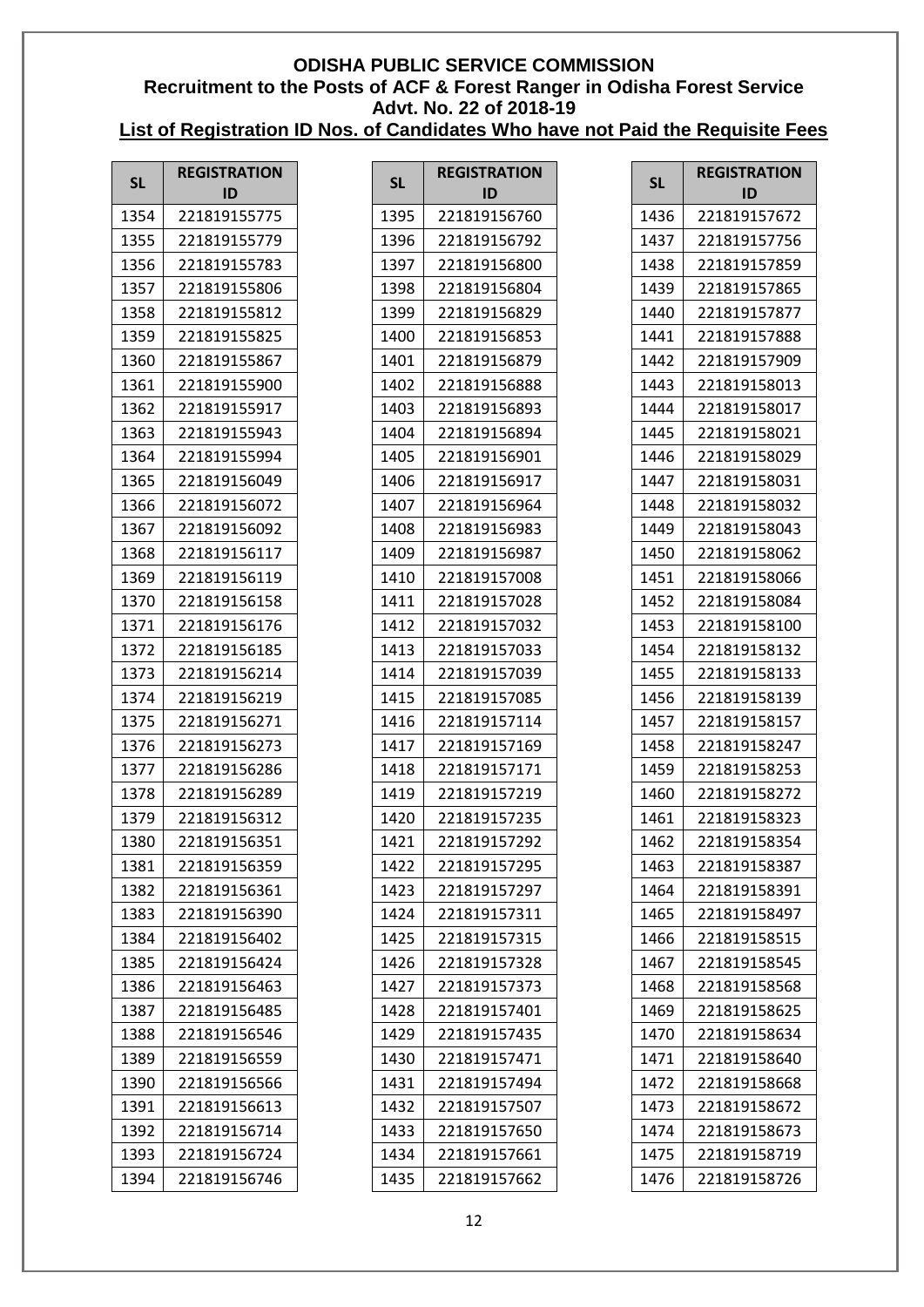**ODISHA PUBLIC SERVICE COMMISSION**
**Recruitment to the Posts of ACF & Forest Ranger in Odisha Forest Service**
**Advt. No. 22 of 2018-19**
**List of Registration ID Nos. of Candidates Who have not Paid the Requisite Fees**

| SL | REGISTRATION ID |
|---|---|
| 1354 | 221819155775 |
| 1355 | 221819155779 |
| 1356 | 221819155783 |
| 1357 | 221819155806 |
| 1358 | 221819155812 |
| 1359 | 221819155825 |
| 1360 | 221819155867 |
| 1361 | 221819155900 |
| 1362 | 221819155917 |
| 1363 | 221819155943 |
| 1364 | 221819155994 |
| 1365 | 221819156049 |
| 1366 | 221819156072 |
| 1367 | 221819156092 |
| 1368 | 221819156117 |
| 1369 | 221819156119 |
| 1370 | 221819156158 |
| 1371 | 221819156176 |
| 1372 | 221819156185 |
| 1373 | 221819156214 |
| 1374 | 221819156219 |
| 1375 | 221819156271 |
| 1376 | 221819156273 |
| 1377 | 221819156286 |
| 1378 | 221819156289 |
| 1379 | 221819156312 |
| 1380 | 221819156351 |
| 1381 | 221819156359 |
| 1382 | 221819156361 |
| 1383 | 221819156390 |
| 1384 | 221819156402 |
| 1385 | 221819156424 |
| 1386 | 221819156463 |
| 1387 | 221819156485 |
| 1388 | 221819156546 |
| 1389 | 221819156559 |
| 1390 | 221819156566 |
| 1391 | 221819156613 |
| 1392 | 221819156714 |
| 1393 | 221819156724 |
| 1394 | 221819156746 |
| 1395 | 221819156760 |
| 1396 | 221819156792 |
| 1397 | 221819156800 |
| 1398 | 221819156804 |
| 1399 | 221819156829 |
| 1400 | 221819156853 |
| 1401 | 221819156879 |
| 1402 | 221819156888 |
| 1403 | 221819156893 |
| 1404 | 221819156894 |
| 1405 | 221819156901 |
| 1406 | 221819156917 |
| 1407 | 221819156964 |
| 1408 | 221819156983 |
| 1409 | 221819156987 |
| 1410 | 221819157008 |
| 1411 | 221819157028 |
| 1412 | 221819157032 |
| 1413 | 221819157033 |
| 1414 | 221819157039 |
| 1415 | 221819157085 |
| 1416 | 221819157114 |
| 1417 | 221819157169 |
| 1418 | 221819157171 |
| 1419 | 221819157219 |
| 1420 | 221819157235 |
| 1421 | 221819157292 |
| 1422 | 221819157295 |
| 1423 | 221819157297 |
| 1424 | 221819157311 |
| 1425 | 221819157315 |
| 1426 | 221819157328 |
| 1427 | 221819157373 |
| 1428 | 221819157401 |
| 1429 | 221819157435 |
| 1430 | 221819157471 |
| 1431 | 221819157494 |
| 1432 | 221819157507 |
| 1433 | 221819157650 |
| 1434 | 221819157661 |
| 1435 | 221819157662 |
| 1436 | 221819157672 |
| 1437 | 221819157756 |
| 1438 | 221819157859 |
| 1439 | 221819157865 |
| 1440 | 221819157877 |
| 1441 | 221819157888 |
| 1442 | 221819157909 |
| 1443 | 221819158013 |
| 1444 | 221819158017 |
| 1445 | 221819158021 |
| 1446 | 221819158029 |
| 1447 | 221819158031 |
| 1448 | 221819158032 |
| 1449 | 221819158043 |
| 1450 | 221819158062 |
| 1451 | 221819158066 |
| 1452 | 221819158084 |
| 1453 | 221819158100 |
| 1454 | 221819158132 |
| 1455 | 221819158133 |
| 1456 | 221819158139 |
| 1457 | 221819158157 |
| 1458 | 221819158247 |
| 1459 | 221819158253 |
| 1460 | 221819158272 |
| 1461 | 221819158323 |
| 1462 | 221819158354 |
| 1463 | 221819158387 |
| 1464 | 221819158391 |
| 1465 | 221819158497 |
| 1466 | 221819158515 |
| 1467 | 221819158545 |
| 1468 | 221819158568 |
| 1469 | 221819158625 |
| 1470 | 221819158634 |
| 1471 | 221819158640 |
| 1472 | 221819158668 |
| 1473 | 221819158672 |
| 1474 | 221819158673 |
| 1475 | 221819158719 |
| 1476 | 221819158726 |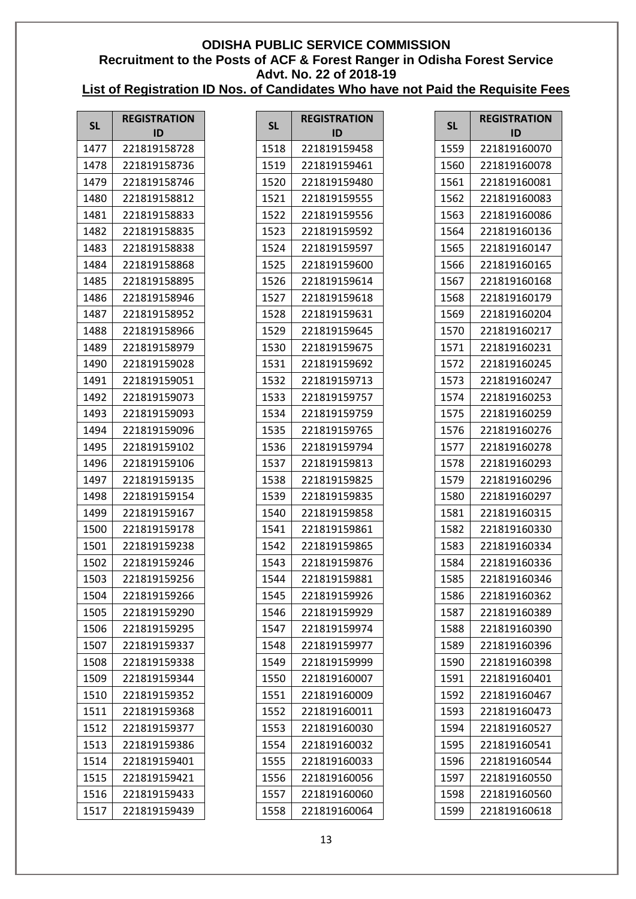**ODISHA PUBLIC SERVICE COMMISSION**
**Recruitment to the Posts of ACF & Forest Ranger in Odisha Forest Service**
**Advt. No. 22 of 2018-19**
**List of Registration ID Nos. of Candidates Who have not Paid the Requisite Fees**

| SL | REGISTRATION ID |
|---|---|
| 1477 | 221819158728 |
| 1478 | 221819158736 |
| 1479 | 221819158746 |
| 1480 | 221819158812 |
| 1481 | 221819158833 |
| 1482 | 221819158835 |
| 1483 | 221819158838 |
| 1484 | 221819158868 |
| 1485 | 221819158895 |
| 1486 | 221819158946 |
| 1487 | 221819158952 |
| 1488 | 221819158966 |
| 1489 | 221819158979 |
| 1490 | 221819159028 |
| 1491 | 221819159051 |
| 1492 | 221819159073 |
| 1493 | 221819159093 |
| 1494 | 221819159096 |
| 1495 | 221819159102 |
| 1496 | 221819159106 |
| 1497 | 221819159135 |
| 1498 | 221819159154 |
| 1499 | 221819159167 |
| 1500 | 221819159178 |
| 1501 | 221819159238 |
| 1502 | 221819159246 |
| 1503 | 221819159256 |
| 1504 | 221819159266 |
| 1505 | 221819159290 |
| 1506 | 221819159295 |
| 1507 | 221819159337 |
| 1508 | 221819159338 |
| 1509 | 221819159344 |
| 1510 | 221819159352 |
| 1511 | 221819159368 |
| 1512 | 221819159377 |
| 1513 | 221819159386 |
| 1514 | 221819159401 |
| 1515 | 221819159421 |
| 1516 | 221819159433 |
| 1517 | 221819159439 |
| 1518 | 221819159458 |
| 1519 | 221819159461 |
| 1520 | 221819159480 |
| 1521 | 221819159555 |
| 1522 | 221819159556 |
| 1523 | 221819159592 |
| 1524 | 221819159597 |
| 1525 | 221819159600 |
| 1526 | 221819159614 |
| 1527 | 221819159618 |
| 1528 | 221819159631 |
| 1529 | 221819159645 |
| 1530 | 221819159675 |
| 1531 | 221819159692 |
| 1532 | 221819159713 |
| 1533 | 221819159757 |
| 1534 | 221819159759 |
| 1535 | 221819159765 |
| 1536 | 221819159794 |
| 1537 | 221819159813 |
| 1538 | 221819159825 |
| 1539 | 221819159835 |
| 1540 | 221819159858 |
| 1541 | 221819159861 |
| 1542 | 221819159865 |
| 1543 | 221819159876 |
| 1544 | 221819159881 |
| 1545 | 221819159926 |
| 1546 | 221819159929 |
| 1547 | 221819159974 |
| 1548 | 221819159977 |
| 1549 | 221819159999 |
| 1550 | 221819160007 |
| 1551 | 221819160009 |
| 1552 | 221819160011 |
| 1553 | 221819160030 |
| 1554 | 221819160032 |
| 1555 | 221819160033 |
| 1556 | 221819160056 |
| 1557 | 221819160060 |
| 1558 | 221819160064 |
| 1559 | 221819160070 |
| 1560 | 221819160078 |
| 1561 | 221819160081 |
| 1562 | 221819160083 |
| 1563 | 221819160086 |
| 1564 | 221819160136 |
| 1565 | 221819160147 |
| 1566 | 221819160165 |
| 1567 | 221819160168 |
| 1568 | 221819160179 |
| 1569 | 221819160204 |
| 1570 | 221819160217 |
| 1571 | 221819160231 |
| 1572 | 221819160245 |
| 1573 | 221819160247 |
| 1574 | 221819160253 |
| 1575 | 221819160259 |
| 1576 | 221819160276 |
| 1577 | 221819160278 |
| 1578 | 221819160293 |
| 1579 | 221819160296 |
| 1580 | 221819160297 |
| 1581 | 221819160315 |
| 1582 | 221819160330 |
| 1583 | 221819160334 |
| 1584 | 221819160336 |
| 1585 | 221819160346 |
| 1586 | 221819160362 |
| 1587 | 221819160389 |
| 1588 | 221819160390 |
| 1589 | 221819160396 |
| 1590 | 221819160398 |
| 1591 | 221819160401 |
| 1592 | 221819160467 |
| 1593 | 221819160473 |
| 1594 | 221819160527 |
| 1595 | 221819160541 |
| 1596 | 221819160544 |
| 1597 | 221819160550 |
| 1598 | 221819160560 |
| 1599 | 221819160618 |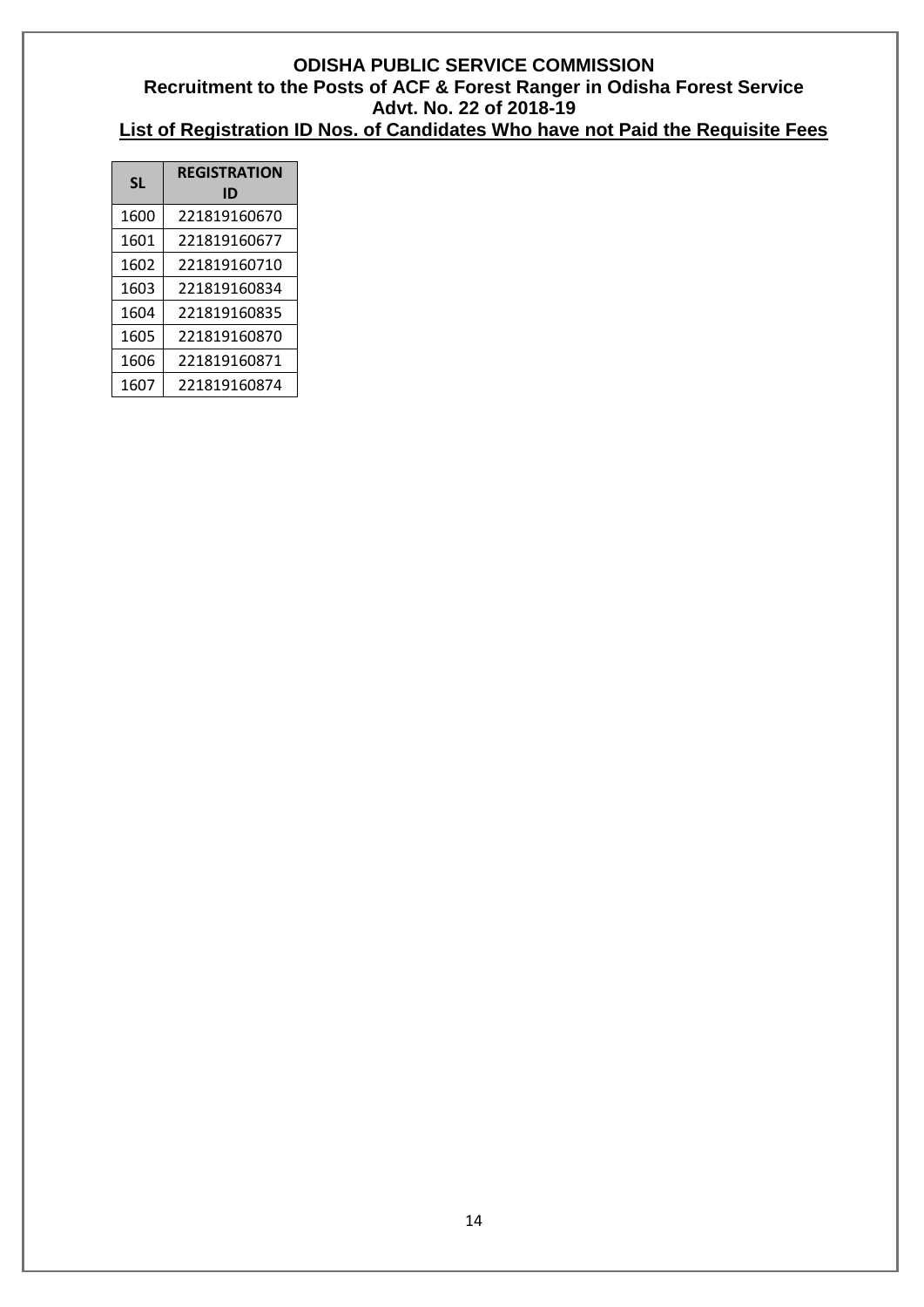**ODISHA PUBLIC SERVICE COMMISSION**
**Recruitment to the Posts of ACF & Forest Ranger in Odisha Forest Service**
**Advt. No. 22 of 2018-19**
**List of Registration ID Nos. of Candidates Who have not Paid the Requisite Fees**

| SL | REGISTRATION ID |
|---|---|
| 1600 | 221819160670 |
| 1601 | 221819160677 |
| 1602 | 221819160710 |
| 1603 | 221819160834 |
| 1604 | 221819160835 |
| 1605 | 221819160870 |
| 1606 | 221819160871 |
| 1607 | 221819160874 |